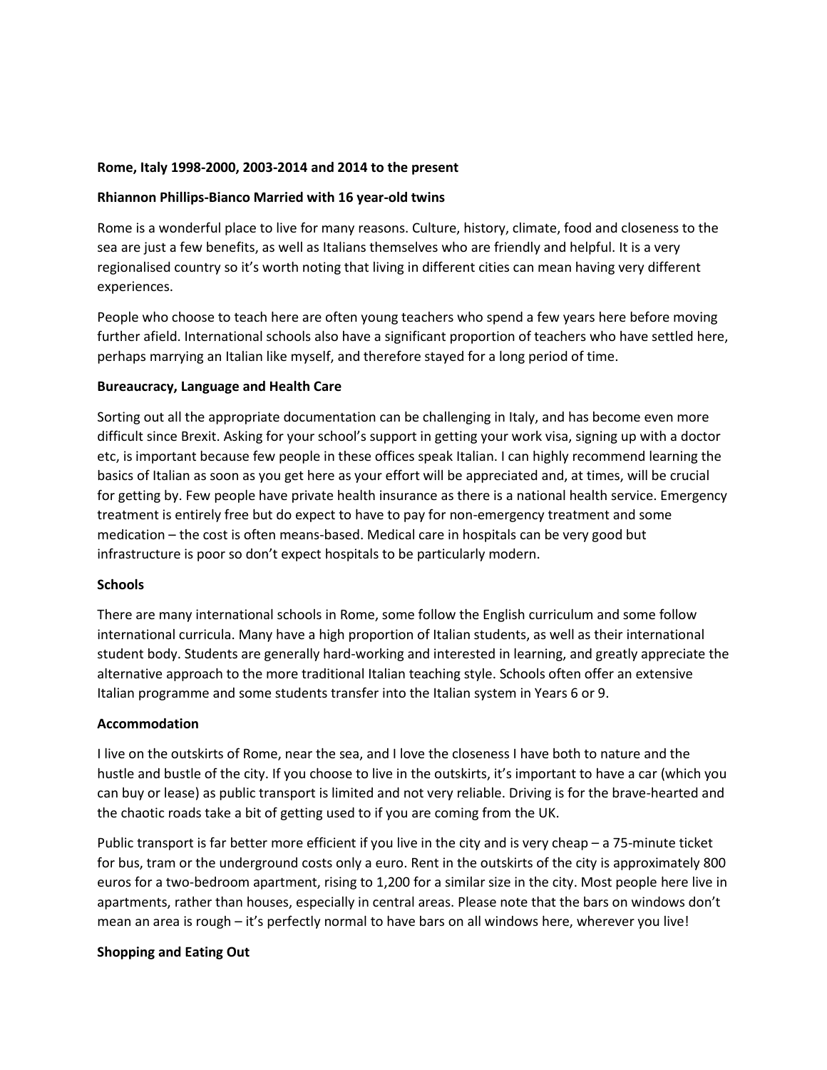**Rome, Italy 1998-2000, 2003-2014 and 2014 to the present**

**Rhiannon Phillips-Bianco Married with 16 year-old twins**

Rome is a wonderful place to live for many reasons. Culture, history, climate, food and closeness to the sea are just a few benefits, as well as Italians themselves who are friendly and helpful. It is a very regionalised country so it's worth noting that living in different cities can mean having very different experiences.

People who choose to teach here are often young teachers who spend a few years here before moving further afield. International schools also have a significant proportion of teachers who have settled here, perhaps marrying an Italian like myself, and therefore stayed for a long period of time.

**Bureaucracy, Language and Health Care**

Sorting out all the appropriate documentation can be challenging in Italy, and has become even more difficult since Brexit. Asking for your school's support in getting your work visa, signing up with a doctor etc, is important because few people in these offices speak Italian. I can highly recommend learning the basics of Italian as soon as you get here as your effort will be appreciated and, at times, will be crucial for getting by. Few people have private health insurance as there is a national health service. Emergency treatment is entirely free but do expect to have to pay for non-emergency treatment and some medication – the cost is often means-based. Medical care in hospitals can be very good but infrastructure is poor so don't expect hospitals to be particularly modern.

**Schools**

There are many international schools in Rome, some follow the English curriculum and some follow international curricula. Many have a high proportion of Italian students, as well as their international student body. Students are generally hard-working and interested in learning, and greatly appreciate the alternative approach to the more traditional Italian teaching style. Schools often offer an extensive Italian programme and some students transfer into the Italian system in Years 6 or 9.

**Accommodation**

I live on the outskirts of Rome, near the sea, and I love the closeness I have both to nature and the hustle and bustle of the city. If you choose to live in the outskirts, it's important to have a car (which you can buy or lease) as public transport is limited and not very reliable. Driving is for the brave-hearted and the chaotic roads take a bit of getting used to if you are coming from the UK.

Public transport is far better more efficient if you live in the city and is very cheap – a 75-minute ticket for bus, tram or the underground costs only a euro. Rent in the outskirts of the city is approximately 800 euros for a two-bedroom apartment, rising to 1,200 for a similar size in the city. Most people here live in apartments, rather than houses, especially in central areas. Please note that the bars on windows don't mean an area is rough – it's perfectly normal to have bars on all windows here, wherever you live!

**Shopping and Eating Out**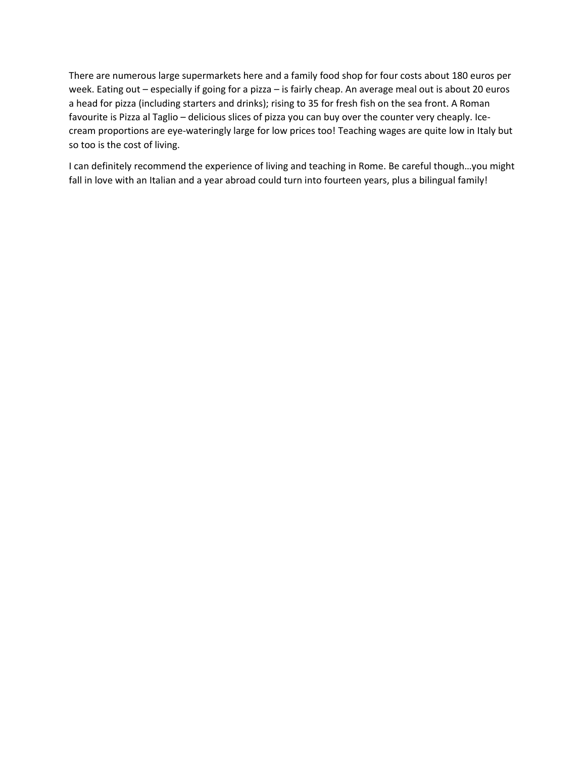There are numerous large supermarkets here and a family food shop for four costs about 180 euros per week. Eating out – especially if going for a pizza – is fairly cheap. An average meal out is about 20 euros a head for pizza (including starters and drinks); rising to 35 for fresh fish on the sea front. A Roman favourite is Pizza al Taglio – delicious slices of pizza you can buy over the counter very cheaply. Ice-cream proportions are eye-wateringly large for low prices too! Teaching wages are quite low in Italy but so too is the cost of living.

I can definitely recommend the experience of living and teaching in Rome. Be careful though…you might fall in love with an Italian and a year abroad could turn into fourteen years, plus a bilingual family!